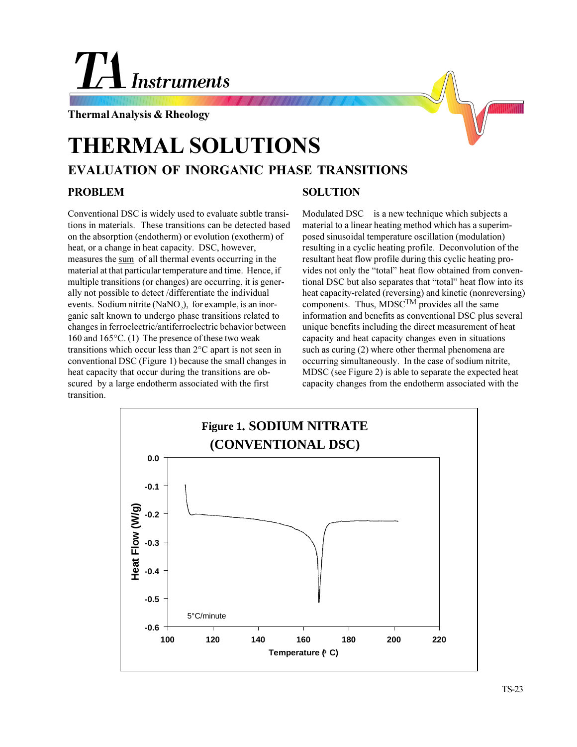# TA Instruments

**Thermal Analysis & Rheology**

# THERMAL SOLUTIONS

## EVALUATION OF INORGANIC PHASE TRANSITIONS

### PROBLEM

Conventional DSC is widely used to evaluate subtle transitions in materials. These transitions can be detected based on the absorption (endotherm) or evolution (exotherm) of heat, or a change in heat capacity. DSC, however, measures the sum of all thermal events occurring in the material at that particular temperature and time. Hence, if multiple transitions (or changes) are occurring, it is generally not possible to detect /differentiate the individual events. Sodium nitrite ($NaNO_2$), for example, is an inorganic salt known to undergo phase transitions related to changes in ferroelectric/antiferroelectric behavior between 160 and 165°C. (1) The presence of these two weak transitions which occur less than 2°C apart is not seen in conventional DSC (Figure 1) because the small changes in heat capacity that occur during the transitions are obscured by a large endotherm associated with the first transition.

### SOLUTION

Modulated DSC is a new technique which subjects a material to a linear heating method which has a superimposed sinusoidal temperature oscillation (modulation) resulting in a cyclic heating profile. Deconvolution of the resultant heat flow profile during this cyclic heating provides not only the "total" heat flow obtained from conventional DSC but also separates that "total" heat flow into its heat capacity-related (reversing) and kinetic (nonreversing) components. Thus, MDSC™ provides all the same information and benefits as conventional DSC plus several unique benefits including the direct measurement of heat capacity and heat capacity changes even in situations such as curing (2) where other thermal phenomena are occurring simultaneously. In the case of sodium nitrite, MDSC (see Figure 2) is able to separate the expected heat capacity changes from the endotherm associated with the

**Figure 1. SODIUM NITRATE (CONVENTIONAL DSC)**

(Plot: Heat Flow (W/g) from 0.0 to -0.6 vs. Temperature (°C) from 100 to 220; 5°C/minute)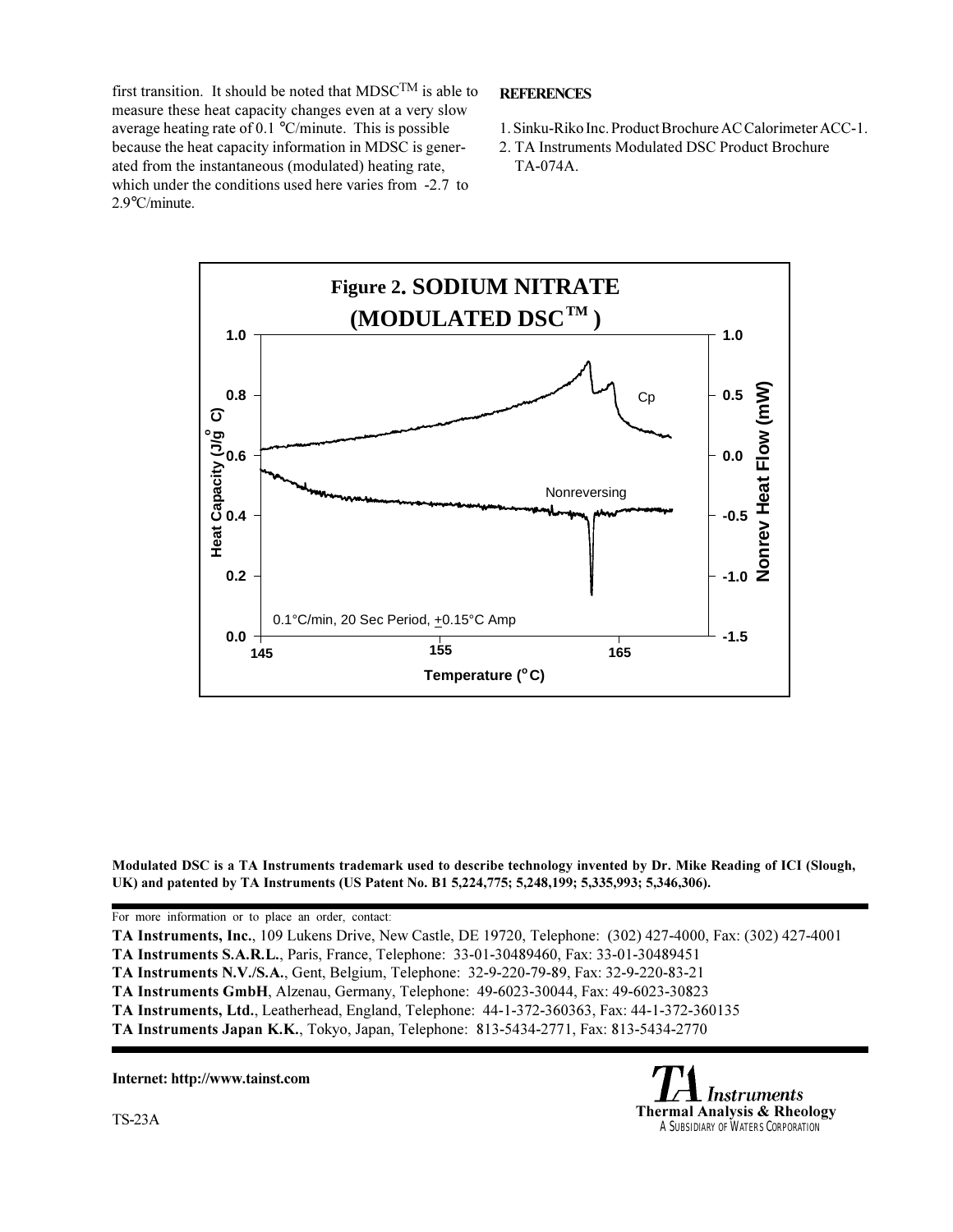first transition. It should be noted that MDSC[TM] is able to measure these heat capacity changes even at a very slow average heating rate of 0.1 °C/minute. This is possible because the heat capacity information in MDSC is generated from the instantaneous (modulated) heating rate, which under the conditions used here varies from -2.7 to 2.9°C/minute.

**REFERENCES**

1. Sinku-Riko Inc. Product Brochure AC Calorimeter ACC-1.
2. TA Instruments Modulated DSC Product Brochure TA-074A.

**Figure 2. SODIUM NITRATE (MODULATED DSC™ )**

Heat Capacity (J/g °C)
1.0
0.8
0.6
0.4
0.2
0.0

Nonrev Heat Flow (mW)
1.0
0.5
0.0
-0.5
-1.0
-1.5

Cp

Nonreversing

0.1°C/min, 20 Sec Period, ±0.15°C Amp

145
155
165

Temperature (°C)

**Modulated DSC is a TA Instruments trademark used to describe technology invented by Dr. Mike Reading of ICI (Slough, UK) and patented by TA Instruments (US Patent No. B1 5,224,775; 5,248,199; 5,335,993; 5,346,306).**

For more information or to place an order, contact:

**TA Instruments, Inc.**, 109 Lukens Drive, New Castle, DE 19720, Telephone: (302) 427-4000, Fax: (302) 427-4001
**TA Instruments S.A.R.L.**, Paris, France, Telephone: 33-01-30489460, Fax: 33-01-30489451
**TA Instruments N.V./S.A.**, Gent, Belgium, Telephone: 32-9-220-79-89, Fax: 32-9-220-83-21
**TA Instruments GmbH**, Alzenau, Germany, Telephone: 49-6023-30044, Fax: 49-6023-30823
**TA Instruments, Ltd.**, Leatherhead, England, Telephone: 44-1-372-360363, Fax: 44-1-372-360135
**TA Instruments Japan K.K.**, Tokyo, Japan, Telephone: 813-5434-2771, Fax: 813-5434-2770

**Internet: http://www.tainst.com**

TS-23A

TA Instruments
**Thermal Analysis & Rheology**
A SUBSIDIARY OF WATERS CORPORATION